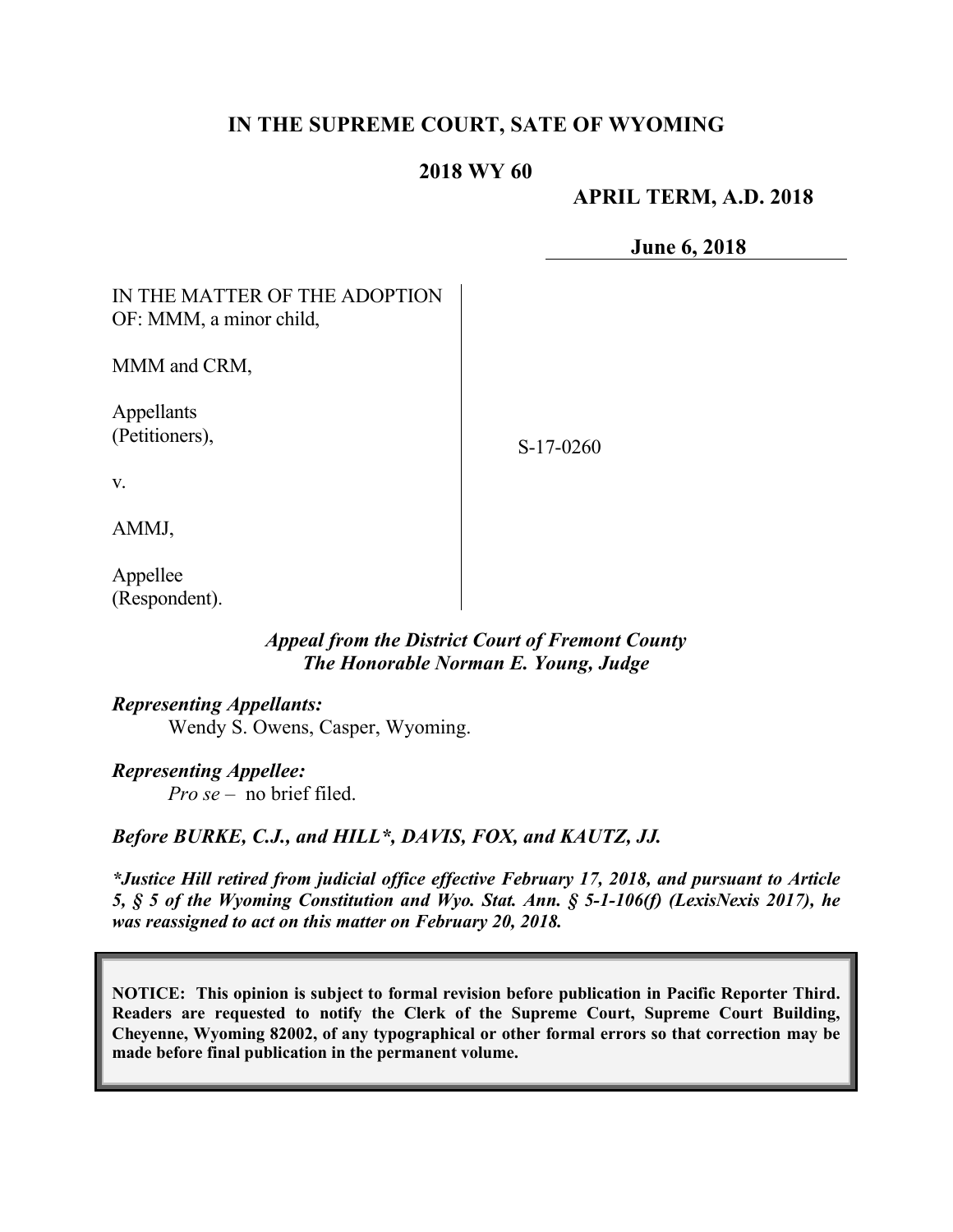# IN THE SUPREME COURT, SATE OF WYOMING

## 2018 WY 60

**APRIL TERM, A.D. 2018**

**June 6, 2018**

| | |
|---|---|
| IN THE MATTER OF THE ADOPTION OF: MMM, a minor child,<br><br>MMM and CRM,<br><br>Appellants (Petitioners),<br><br>v.<br><br>AMMJ,<br><br>Appellee (Respondent). | S-17-0260 |

***Appeal from the District Court of Fremont County***
***The Honorable Norman E. Young, Judge***

***Representing Appellants:***
Wendy S. Owens, Casper, Wyoming.

***Representing Appellee:***
*Pro se* – no brief filed.

***Before BURKE, C.J., and HILL\*, DAVIS, FOX, and KAUTZ, JJ.***

***\*Justice Hill retired from judicial office effective February 17, 2018, and pursuant to Article 5, § 5 of the Wyoming Constitution and Wyo. Stat. Ann. § 5-1-106(f) (LexisNexis 2017), he was reassigned to act on this matter on February 20, 2018.***

**NOTICE: This opinion is subject to formal revision before publication in Pacific Reporter Third. Readers are requested to notify the Clerk of the Supreme Court, Supreme Court Building, Cheyenne, Wyoming 82002, of any typographical or other formal errors so that correction may be made before final publication in the permanent volume.**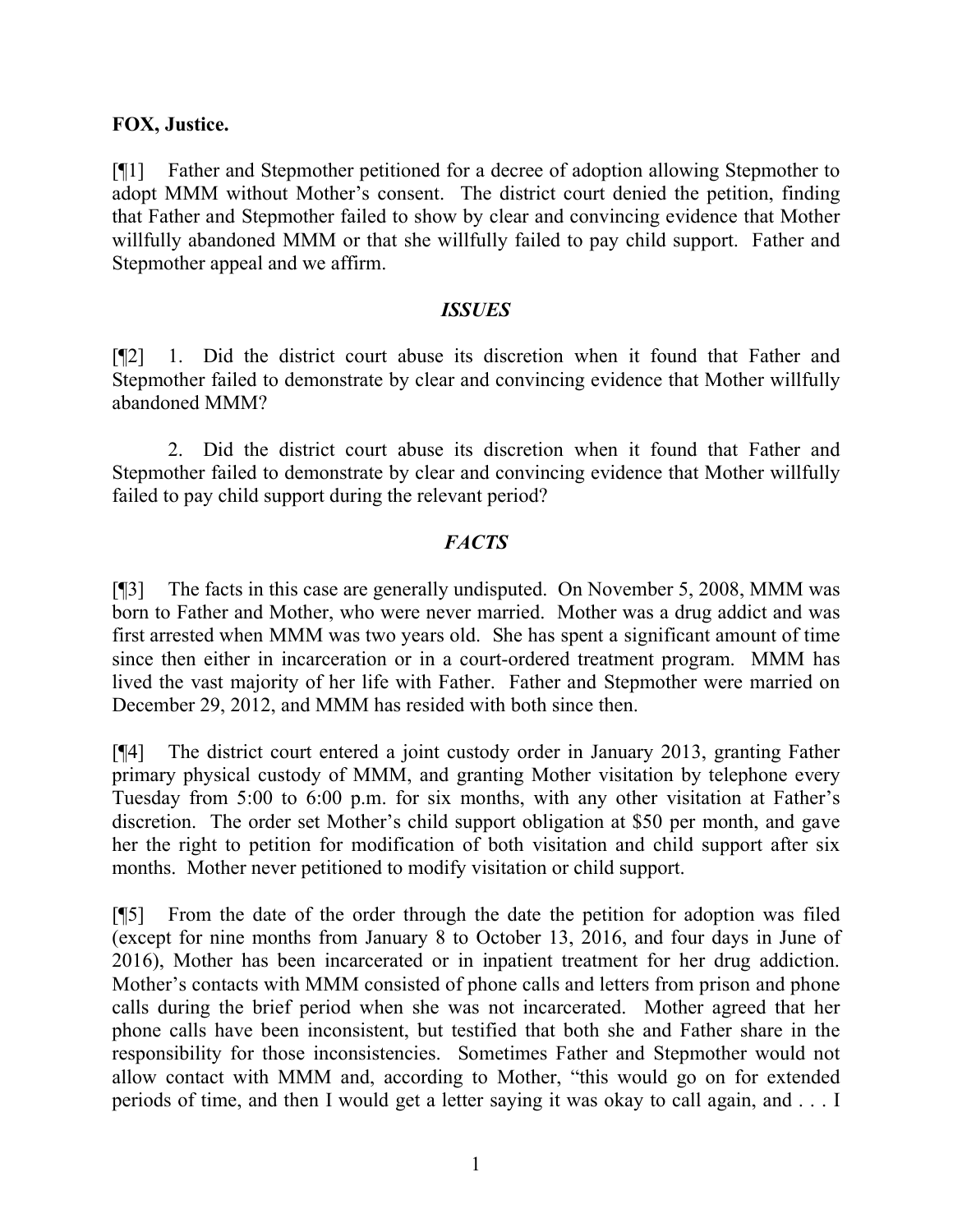**FOX, Justice.**

[¶1] Father and Stepmother petitioned for a decree of adoption allowing Stepmother to adopt MMM without Mother's consent. The district court denied the petition, finding that Father and Stepmother failed to show by clear and convincing evidence that Mother willfully abandoned MMM or that she willfully failed to pay child support. Father and Stepmother appeal and we affirm.

## *ISSUES*

[¶2] 1. Did the district court abuse its discretion when it found that Father and Stepmother failed to demonstrate by clear and convincing evidence that Mother willfully abandoned MMM?

2. Did the district court abuse its discretion when it found that Father and Stepmother failed to demonstrate by clear and convincing evidence that Mother willfully failed to pay child support during the relevant period?

## *FACTS*

[¶3] The facts in this case are generally undisputed. On November 5, 2008, MMM was born to Father and Mother, who were never married. Mother was a drug addict and was first arrested when MMM was two years old. She has spent a significant amount of time since then either in incarceration or in a court-ordered treatment program. MMM has lived the vast majority of her life with Father. Father and Stepmother were married on December 29, 2012, and MMM has resided with both since then.

[¶4] The district court entered a joint custody order in January 2013, granting Father primary physical custody of MMM, and granting Mother visitation by telephone every Tuesday from 5:00 to 6:00 p.m. for six months, with any other visitation at Father's discretion. The order set Mother's child support obligation at $50 per month, and gave her the right to petition for modification of both visitation and child support after six months. Mother never petitioned to modify visitation or child support.

[¶5] From the date of the order through the date the petition for adoption was filed (except for nine months from January 8 to October 13, 2016, and four days in June of 2016), Mother has been incarcerated or in inpatient treatment for her drug addiction. Mother's contacts with MMM consisted of phone calls and letters from prison and phone calls during the brief period when she was not incarcerated. Mother agreed that her phone calls have been inconsistent, but testified that both she and Father share in the responsibility for those inconsistencies. Sometimes Father and Stepmother would not allow contact with MMM and, according to Mother, "this would go on for extended periods of time, and then I would get a letter saying it was okay to call again, and . . . I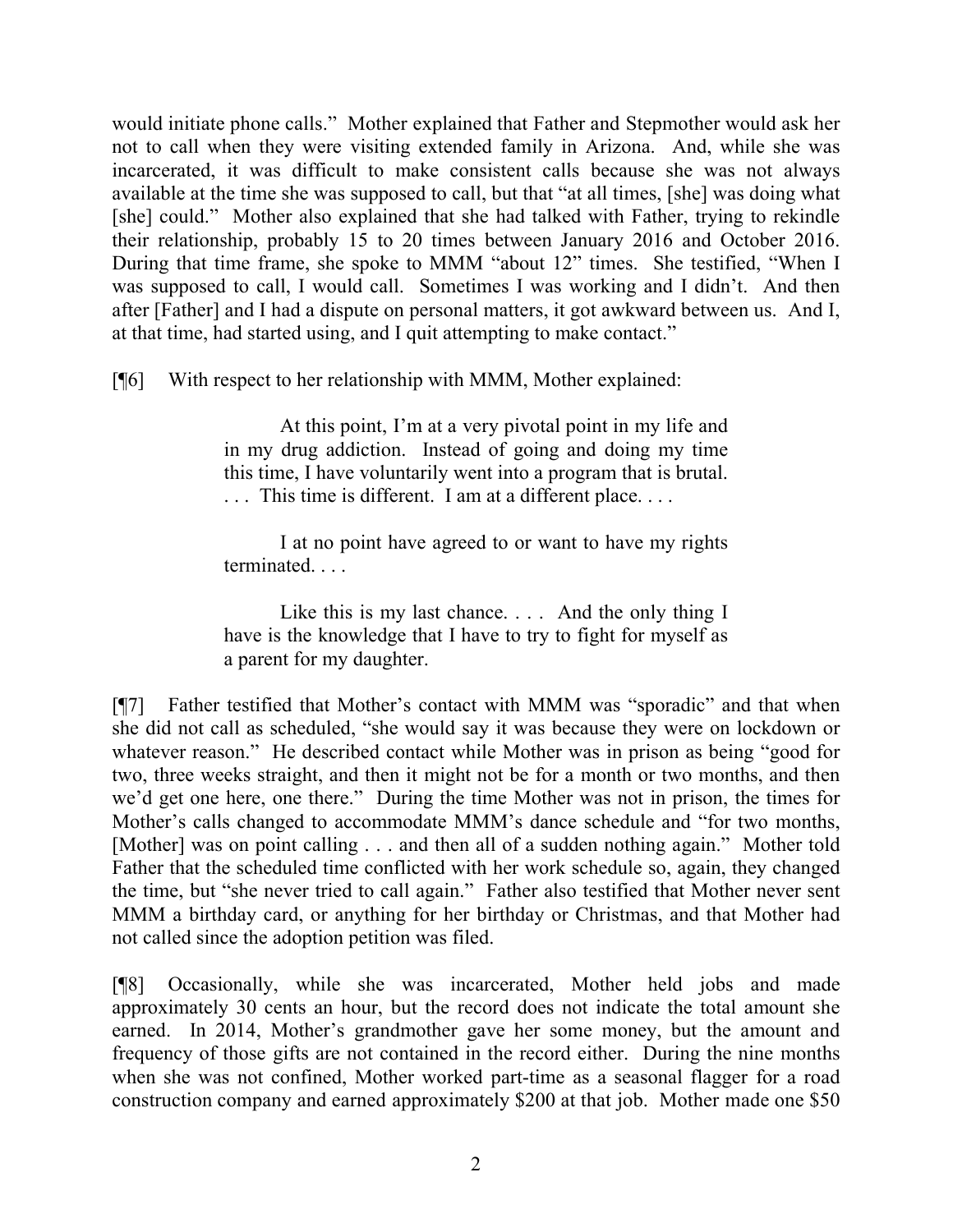would initiate phone calls." Mother explained that Father and Stepmother would ask her not to call when they were visiting extended family in Arizona. And, while she was incarcerated, it was difficult to make consistent calls because she was not always available at the time she was supposed to call, but that "at all times, [she] was doing what [she] could." Mother also explained that she had talked with Father, trying to rekindle their relationship, probably 15 to 20 times between January 2016 and October 2016. During that time frame, she spoke to MMM "about 12" times. She testified, "When I was supposed to call, I would call. Sometimes I was working and I didn't. And then after [Father] and I had a dispute on personal matters, it got awkward between us. And I, at that time, had started using, and I quit attempting to make contact."

[¶6] With respect to her relationship with MMM, Mother explained:

> At this point, I'm at a very pivotal point in my life and in my drug addiction. Instead of going and doing my time this time, I have voluntarily went into a program that is brutal. . . . This time is different. I am at a different place. . . .
>
> I at no point have agreed to or want to have my rights terminated. . . .
>
> Like this is my last chance. . . . And the only thing I have is the knowledge that I have to try to fight for myself as a parent for my daughter.

[¶7] Father testified that Mother's contact with MMM was "sporadic" and that when she did not call as scheduled, "she would say it was because they were on lockdown or whatever reason." He described contact while Mother was in prison as being "good for two, three weeks straight, and then it might not be for a month or two months, and then we'd get one here, one there." During the time Mother was not in prison, the times for Mother's calls changed to accommodate MMM's dance schedule and "for two months, [Mother] was on point calling . . . and then all of a sudden nothing again." Mother told Father that the scheduled time conflicted with her work schedule so, again, they changed the time, but "she never tried to call again." Father also testified that Mother never sent MMM a birthday card, or anything for her birthday or Christmas, and that Mother had not called since the adoption petition was filed.

[¶8] Occasionally, while she was incarcerated, Mother held jobs and made approximately 30 cents an hour, but the record does not indicate the total amount she earned. In 2014, Mother's grandmother gave her some money, but the amount and frequency of those gifts are not contained in the record either. During the nine months when she was not confined, Mother worked part-time as a seasonal flagger for a road construction company and earned approximately $200 at that job. Mother made one $50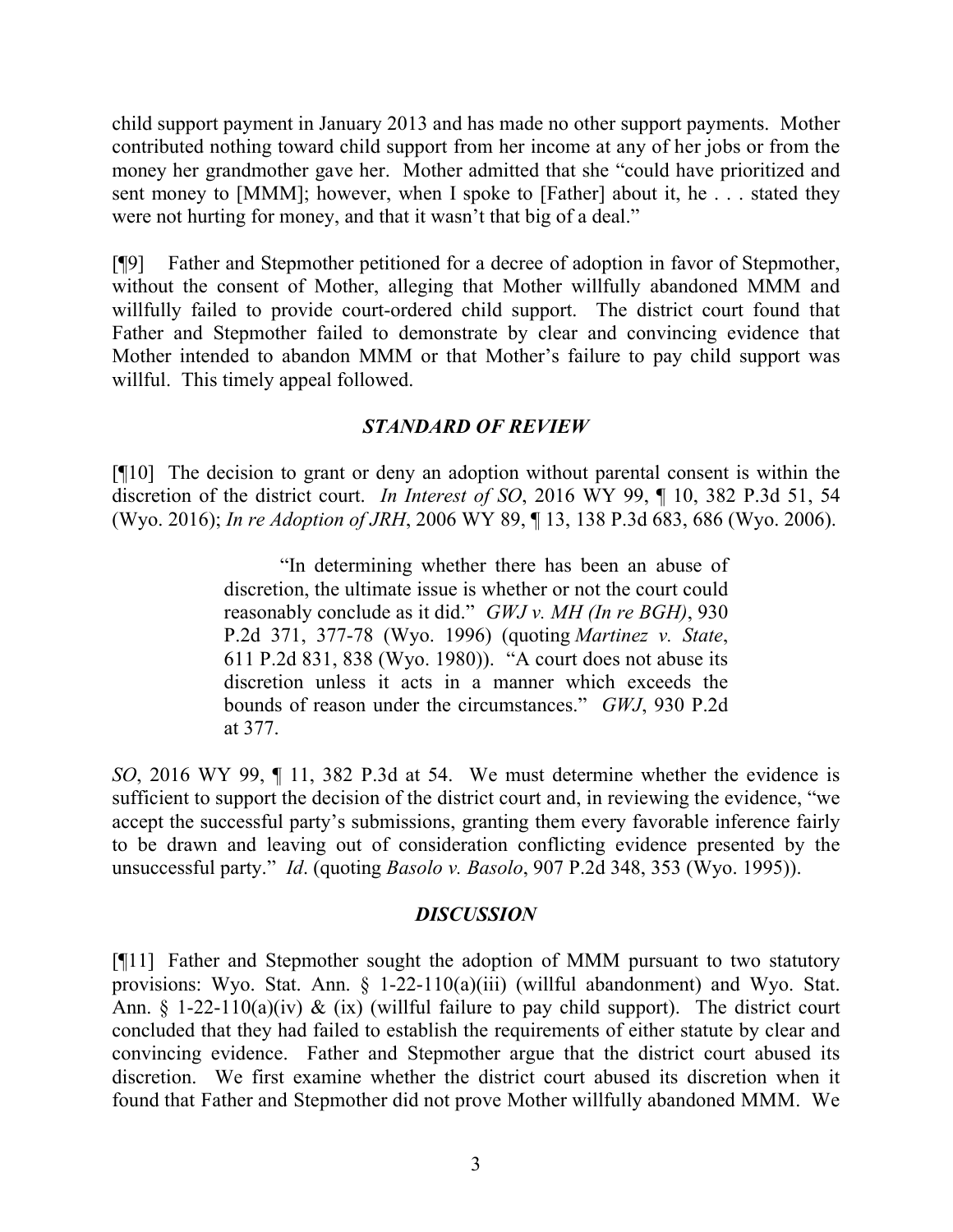child support payment in January 2013 and has made no other support payments. Mother contributed nothing toward child support from her income at any of her jobs or from the money her grandmother gave her. Mother admitted that she "could have prioritized and sent money to [MMM]; however, when I spoke to [Father] about it, he . . . stated they were not hurting for money, and that it wasn't that big of a deal."

[¶9] Father and Stepmother petitioned for a decree of adoption in favor of Stepmother, without the consent of Mother, alleging that Mother willfully abandoned MMM and willfully failed to provide court-ordered child support. The district court found that Father and Stepmother failed to demonstrate by clear and convincing evidence that Mother intended to abandon MMM or that Mother's failure to pay child support was willful. This timely appeal followed.

## *STANDARD OF REVIEW*

[¶10] The decision to grant or deny an adoption without parental consent is within the discretion of the district court. *In Interest of SO*, 2016 WY 99, ¶ 10, 382 P.3d 51, 54 (Wyo. 2016); *In re Adoption of JRH*, 2006 WY 89, ¶ 13, 138 P.3d 683, 686 (Wyo. 2006).

> "In determining whether there has been an abuse of discretion, the ultimate issue is whether or not the court could reasonably conclude as it did." *GWJ v. MH (In re BGH)*, 930 P.2d 371, 377-78 (Wyo. 1996) (quoting *Martinez v. State*, 611 P.2d 831, 838 (Wyo. 1980)). "A court does not abuse its discretion unless it acts in a manner which exceeds the bounds of reason under the circumstances." *GWJ*, 930 P.2d at 377.

*SO*, 2016 WY 99, ¶ 11, 382 P.3d at 54. We must determine whether the evidence is sufficient to support the decision of the district court and, in reviewing the evidence, "we accept the successful party's submissions, granting them every favorable inference fairly to be drawn and leaving out of consideration conflicting evidence presented by the unsuccessful party." *Id*. (quoting *Basolo v. Basolo*, 907 P.2d 348, 353 (Wyo. 1995)).

## *DISCUSSION*

[¶11] Father and Stepmother sought the adoption of MMM pursuant to two statutory provisions: Wyo. Stat. Ann. § 1-22-110(a)(iii) (willful abandonment) and Wyo. Stat. Ann. § 1-22-110(a)(iv) & (ix) (willful failure to pay child support). The district court concluded that they had failed to establish the requirements of either statute by clear and convincing evidence. Father and Stepmother argue that the district court abused its discretion. We first examine whether the district court abused its discretion when it found that Father and Stepmother did not prove Mother willfully abandoned MMM. We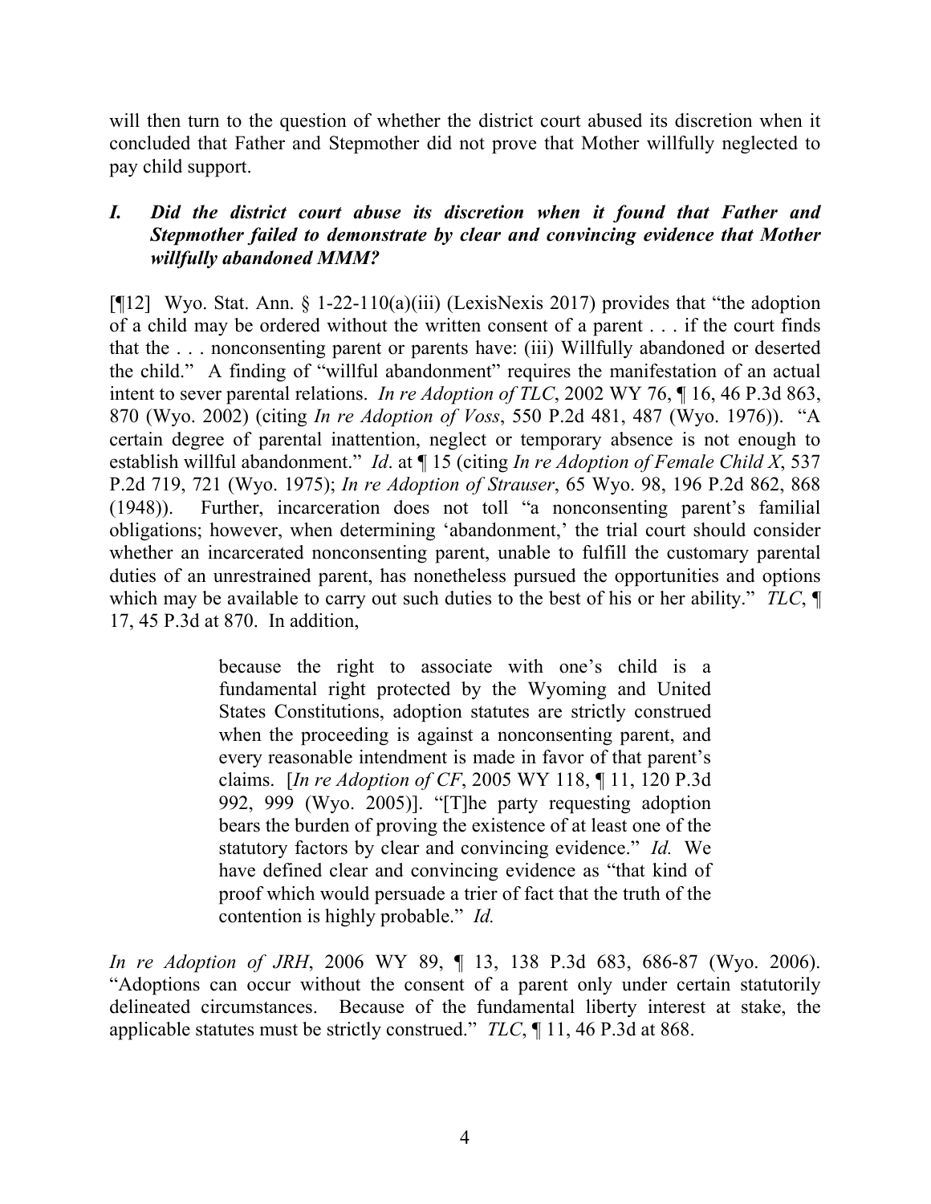will then turn to the question of whether the district court abused its discretion when it concluded that Father and Stepmother did not prove that Mother willfully neglected to pay child support.

### *I. Did the district court abuse its discretion when it found that Father and Stepmother failed to demonstrate by clear and convincing evidence that Mother willfully abandoned MMM?*

[¶12] Wyo. Stat. Ann. § 1-22-110(a)(iii) (LexisNexis 2017) provides that "the adoption of a child may be ordered without the written consent of a parent . . . if the court finds that the . . . nonconsenting parent or parents have: (iii) Willfully abandoned or deserted the child." A finding of "willful abandonment" requires the manifestation of an actual intent to sever parental relations. *In re Adoption of TLC*, 2002 WY 76, ¶ 16, 46 P.3d 863, 870 (Wyo. 2002) (citing *In re Adoption of Voss*, 550 P.2d 481, 487 (Wyo. 1976)). "A certain degree of parental inattention, neglect or temporary absence is not enough to establish willful abandonment." *Id*. at ¶ 15 (citing *In re Adoption of Female Child X*, 537 P.2d 719, 721 (Wyo. 1975); *In re Adoption of Strauser*, 65 Wyo. 98, 196 P.2d 862, 868 (1948)). Further, incarceration does not toll "a nonconsenting parent's familial obligations; however, when determining 'abandonment,' the trial court should consider whether an incarcerated nonconsenting parent, unable to fulfill the customary parental duties of an unrestrained parent, has nonetheless pursued the opportunities and options which may be available to carry out such duties to the best of his or her ability." *TLC*, ¶ 17, 45 P.3d at 870. In addition,

> because the right to associate with one's child is a fundamental right protected by the Wyoming and United States Constitutions, adoption statutes are strictly construed when the proceeding is against a nonconsenting parent, and every reasonable intendment is made in favor of that parent's claims. [*In re Adoption of CF*, 2005 WY 118, ¶ 11, 120 P.3d 992, 999 (Wyo. 2005)]. "[T]he party requesting adoption bears the burden of proving the existence of at least one of the statutory factors by clear and convincing evidence." *Id.* We have defined clear and convincing evidence as "that kind of proof which would persuade a trier of fact that the truth of the contention is highly probable." *Id.*

*In re Adoption of JRH*, 2006 WY 89, ¶ 13, 138 P.3d 683, 686-87 (Wyo. 2006). "Adoptions can occur without the consent of a parent only under certain statutorily delineated circumstances. Because of the fundamental liberty interest at stake, the applicable statutes must be strictly construed." *TLC*, ¶ 11, 46 P.3d at 868.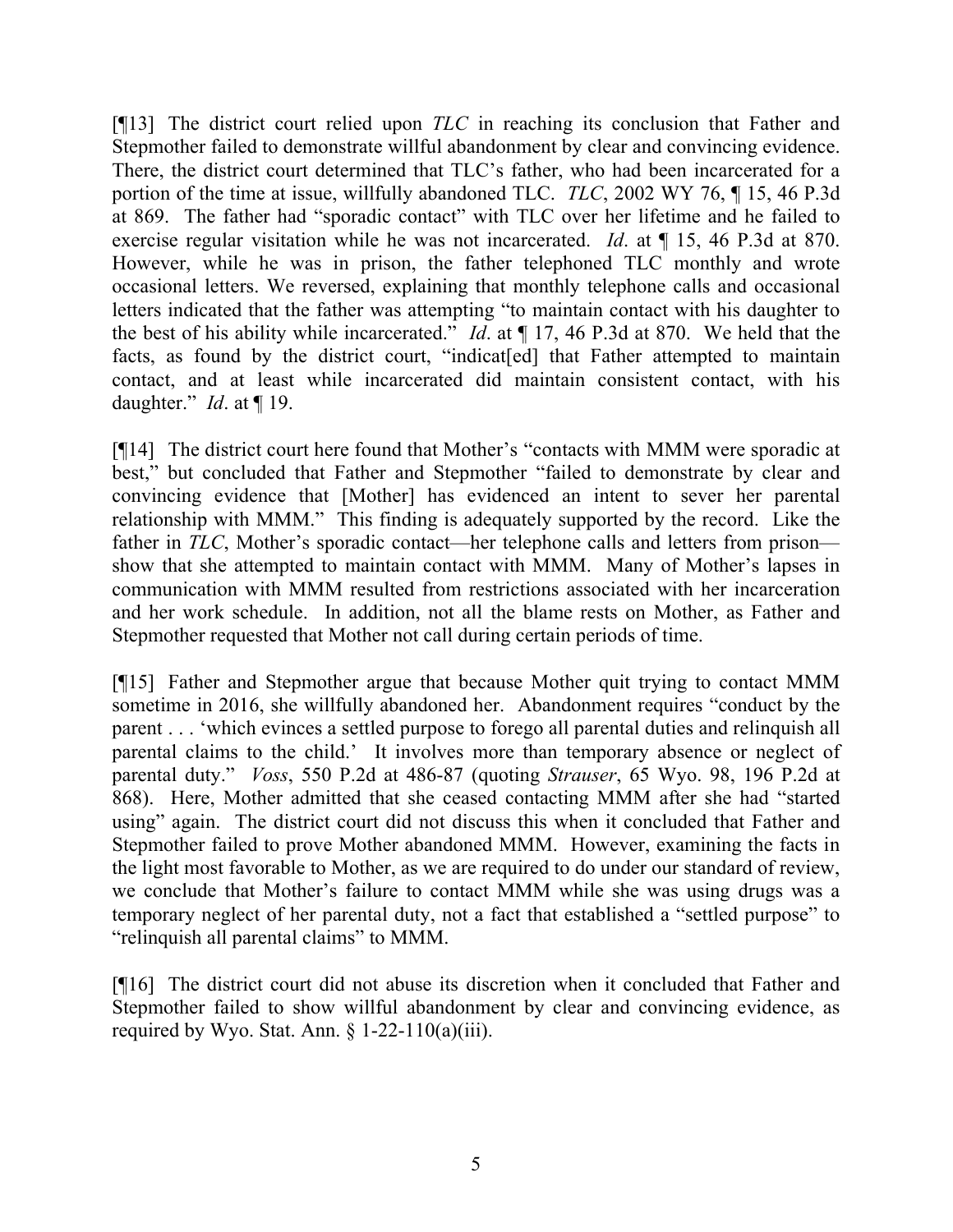[¶13] The district court relied upon *TLC* in reaching its conclusion that Father and Stepmother failed to demonstrate willful abandonment by clear and convincing evidence. There, the district court determined that TLC's father, who had been incarcerated for a portion of the time at issue, willfully abandoned TLC. *TLC*, 2002 WY 76, ¶ 15, 46 P.3d at 869. The father had "sporadic contact" with TLC over her lifetime and he failed to exercise regular visitation while he was not incarcerated. *Id*. at ¶ 15, 46 P.3d at 870. However, while he was in prison, the father telephoned TLC monthly and wrote occasional letters. We reversed, explaining that monthly telephone calls and occasional letters indicated that the father was attempting "to maintain contact with his daughter to the best of his ability while incarcerated." *Id*. at ¶ 17, 46 P.3d at 870. We held that the facts, as found by the district court, "indicat[ed] that Father attempted to maintain contact, and at least while incarcerated did maintain consistent contact, with his daughter." *Id*. at ¶ 19.

[¶14] The district court here found that Mother's "contacts with MMM were sporadic at best," but concluded that Father and Stepmother "failed to demonstrate by clear and convincing evidence that [Mother] has evidenced an intent to sever her parental relationship with MMM." This finding is adequately supported by the record. Like the father in *TLC*, Mother's sporadic contact—her telephone calls and letters from prison—show that she attempted to maintain contact with MMM. Many of Mother's lapses in communication with MMM resulted from restrictions associated with her incarceration and her work schedule. In addition, not all the blame rests on Mother, as Father and Stepmother requested that Mother not call during certain periods of time.

[¶15] Father and Stepmother argue that because Mother quit trying to contact MMM sometime in 2016, she willfully abandoned her. Abandonment requires "conduct by the parent . . . 'which evinces a settled purpose to forego all parental duties and relinquish all parental claims to the child.' It involves more than temporary absence or neglect of parental duty." *Voss*, 550 P.2d at 486-87 (quoting *Strauser*, 65 Wyo. 98, 196 P.2d at 868). Here, Mother admitted that she ceased contacting MMM after she had "started using" again. The district court did not discuss this when it concluded that Father and Stepmother failed to prove Mother abandoned MMM. However, examining the facts in the light most favorable to Mother, as we are required to do under our standard of review, we conclude that Mother's failure to contact MMM while she was using drugs was a temporary neglect of her parental duty, not a fact that established a "settled purpose" to "relinquish all parental claims" to MMM.

[¶16] The district court did not abuse its discretion when it concluded that Father and Stepmother failed to show willful abandonment by clear and convincing evidence, as required by Wyo. Stat. Ann. § 1-22-110(a)(iii).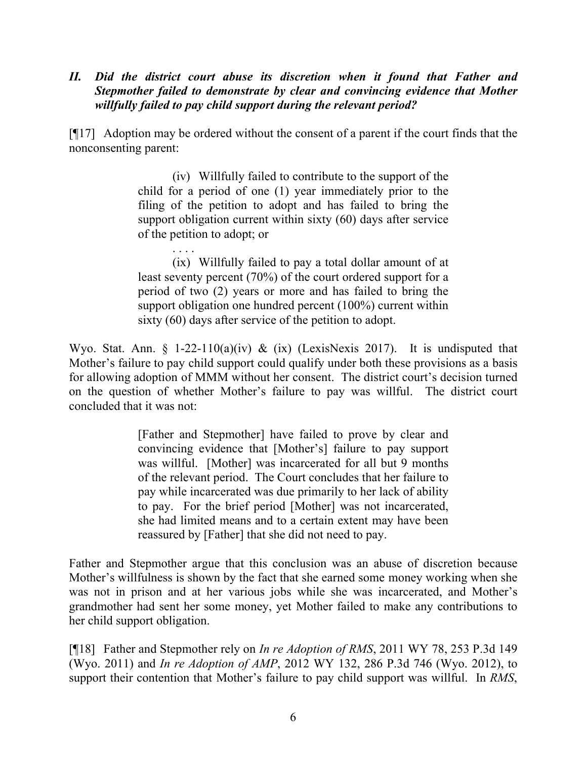### *II. Did the district court abuse its discretion when it found that Father and Stepmother failed to demonstrate by clear and convincing evidence that Mother willfully failed to pay child support during the relevant period?*

[¶17] Adoption may be ordered without the consent of a parent if the court finds that the nonconsenting parent:

> (iv) Willfully failed to contribute to the support of the child for a period of one (1) year immediately prior to the filing of the petition to adopt and has failed to bring the support obligation current within sixty (60) days after service of the petition to adopt; or
>
> . . . .
>
> (ix) Willfully failed to pay a total dollar amount of at least seventy percent (70%) of the court ordered support for a period of two (2) years or more and has failed to bring the support obligation one hundred percent (100%) current within sixty (60) days after service of the petition to adopt.

Wyo. Stat. Ann. § 1-22-110(a)(iv) & (ix) (LexisNexis 2017). It is undisputed that Mother's failure to pay child support could qualify under both these provisions as a basis for allowing adoption of MMM without her consent. The district court's decision turned on the question of whether Mother's failure to pay was willful. The district court concluded that it was not:

> [Father and Stepmother] have failed to prove by clear and convincing evidence that [Mother's] failure to pay support was willful. [Mother] was incarcerated for all but 9 months of the relevant period. The Court concludes that her failure to pay while incarcerated was due primarily to her lack of ability to pay. For the brief period [Mother] was not incarcerated, she had limited means and to a certain extent may have been reassured by [Father] that she did not need to pay.

Father and Stepmother argue that this conclusion was an abuse of discretion because Mother's willfulness is shown by the fact that she earned some money working when she was not in prison and at her various jobs while she was incarcerated, and Mother's grandmother had sent her some money, yet Mother failed to make any contributions to her child support obligation.

[¶18] Father and Stepmother rely on *In re Adoption of RMS*, 2011 WY 78, 253 P.3d 149 (Wyo. 2011) and *In re Adoption of AMP*, 2012 WY 132, 286 P.3d 746 (Wyo. 2012), to support their contention that Mother's failure to pay child support was willful. In *RMS*,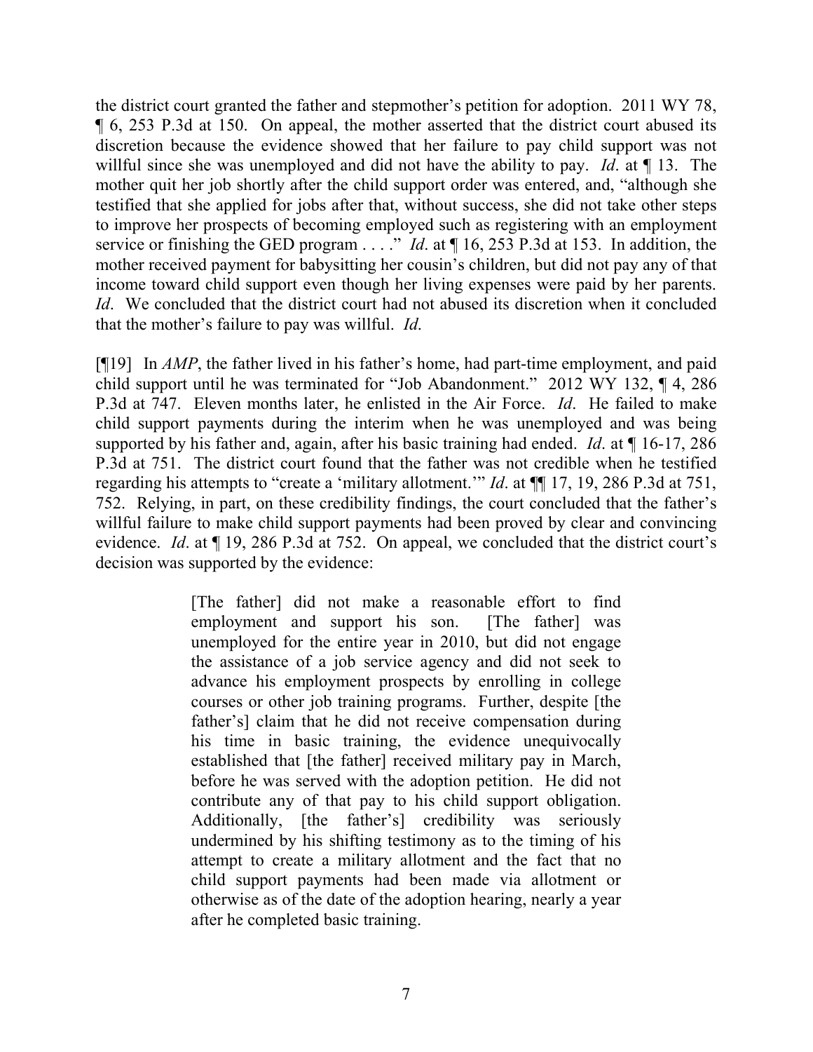the district court granted the father and stepmother's petition for adoption. 2011 WY 78, ¶ 6, 253 P.3d at 150. On appeal, the mother asserted that the district court abused its discretion because the evidence showed that her failure to pay child support was not willful since she was unemployed and did not have the ability to pay. *Id*. at ¶ 13. The mother quit her job shortly after the child support order was entered, and, "although she testified that she applied for jobs after that, without success, she did not take other steps to improve her prospects of becoming employed such as registering with an employment service or finishing the GED program . . . ." *Id*. at ¶ 16, 253 P.3d at 153. In addition, the mother received payment for babysitting her cousin's children, but did not pay any of that income toward child support even though her living expenses were paid by her parents. *Id*. We concluded that the district court had not abused its discretion when it concluded that the mother's failure to pay was willful. *Id*.

[¶19] In *AMP*, the father lived in his father's home, had part-time employment, and paid child support until he was terminated for "Job Abandonment." 2012 WY 132, ¶ 4, 286 P.3d at 747. Eleven months later, he enlisted in the Air Force. *Id*. He failed to make child support payments during the interim when he was unemployed and was being supported by his father and, again, after his basic training had ended. *Id*. at ¶ 16-17, 286 P.3d at 751. The district court found that the father was not credible when he testified regarding his attempts to "create a 'military allotment.'" *Id*. at ¶¶ 17, 19, 286 P.3d at 751, 752. Relying, in part, on these credibility findings, the court concluded that the father's willful failure to make child support payments had been proved by clear and convincing evidence. *Id*. at ¶ 19, 286 P.3d at 752. On appeal, we concluded that the district court's decision was supported by the evidence:

> [The father] did not make a reasonable effort to find employment and support his son. [The father] was unemployed for the entire year in 2010, but did not engage the assistance of a job service agency and did not seek to advance his employment prospects by enrolling in college courses or other job training programs. Further, despite [the father's] claim that he did not receive compensation during his time in basic training, the evidence unequivocally established that [the father] received military pay in March, before he was served with the adoption petition. He did not contribute any of that pay to his child support obligation. Additionally, [the father's] credibility was seriously undermined by his shifting testimony as to the timing of his attempt to create a military allotment and the fact that no child support payments had been made via allotment or otherwise as of the date of the adoption hearing, nearly a year after he completed basic training.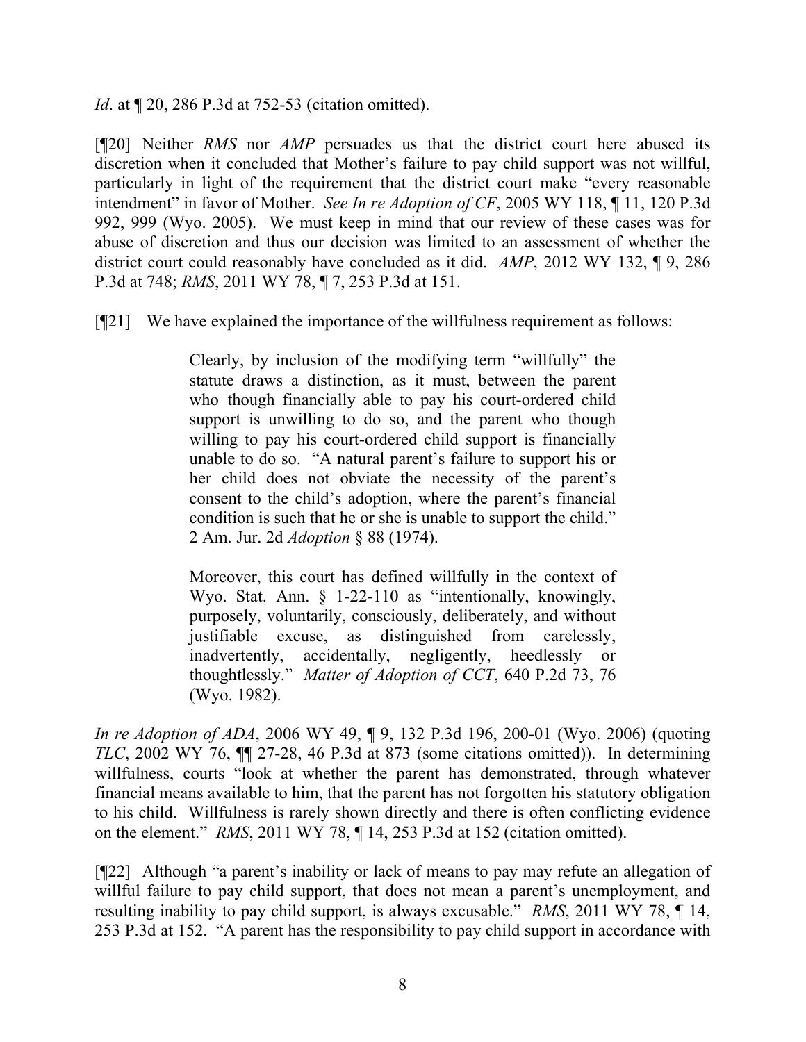*Id*. at ¶ 20, 286 P.3d at 752-53 (citation omitted).

[¶20] Neither *RMS* nor *AMP* persuades us that the district court here abused its discretion when it concluded that Mother's failure to pay child support was not willful, particularly in light of the requirement that the district court make "every reasonable intendment" in favor of Mother. *See In re Adoption of CF*, 2005 WY 118, ¶ 11, 120 P.3d 992, 999 (Wyo. 2005). We must keep in mind that our review of these cases was for abuse of discretion and thus our decision was limited to an assessment of whether the district court could reasonably have concluded as it did. *AMP*, 2012 WY 132, ¶ 9, 286 P.3d at 748; *RMS*, 2011 WY 78, ¶ 7, 253 P.3d at 151.

[¶21] We have explained the importance of the willfulness requirement as follows:

> Clearly, by inclusion of the modifying term "willfully" the statute draws a distinction, as it must, between the parent who though financially able to pay his court-ordered child support is unwilling to do so, and the parent who though willing to pay his court-ordered child support is financially unable to do so. "A natural parent's failure to support his or her child does not obviate the necessity of the parent's consent to the child's adoption, where the parent's financial condition is such that he or she is unable to support the child." 2 Am. Jur. 2d *Adoption* § 88 (1974).
>
> Moreover, this court has defined willfully in the context of Wyo. Stat. Ann. § 1-22-110 as "intentionally, knowingly, purposely, voluntarily, consciously, deliberately, and without justifiable excuse, as distinguished from carelessly, inadvertently, accidentally, negligently, heedlessly or thoughtlessly." *Matter of Adoption of CCT*, 640 P.2d 73, 76 (Wyo. 1982).

*In re Adoption of ADA*, 2006 WY 49, ¶ 9, 132 P.3d 196, 200-01 (Wyo. 2006) (quoting *TLC*, 2002 WY 76, ¶¶ 27-28, 46 P.3d at 873 (some citations omitted)). In determining willfulness, courts "look at whether the parent has demonstrated, through whatever financial means available to him, that the parent has not forgotten his statutory obligation to his child. Willfulness is rarely shown directly and there is often conflicting evidence on the element." *RMS*, 2011 WY 78, ¶ 14, 253 P.3d at 152 (citation omitted).

[¶22] Although "a parent's inability or lack of means to pay may refute an allegation of willful failure to pay child support, that does not mean a parent's unemployment, and resulting inability to pay child support, is always excusable." *RMS*, 2011 WY 78, ¶ 14, 253 P.3d at 152. "A parent has the responsibility to pay child support in accordance with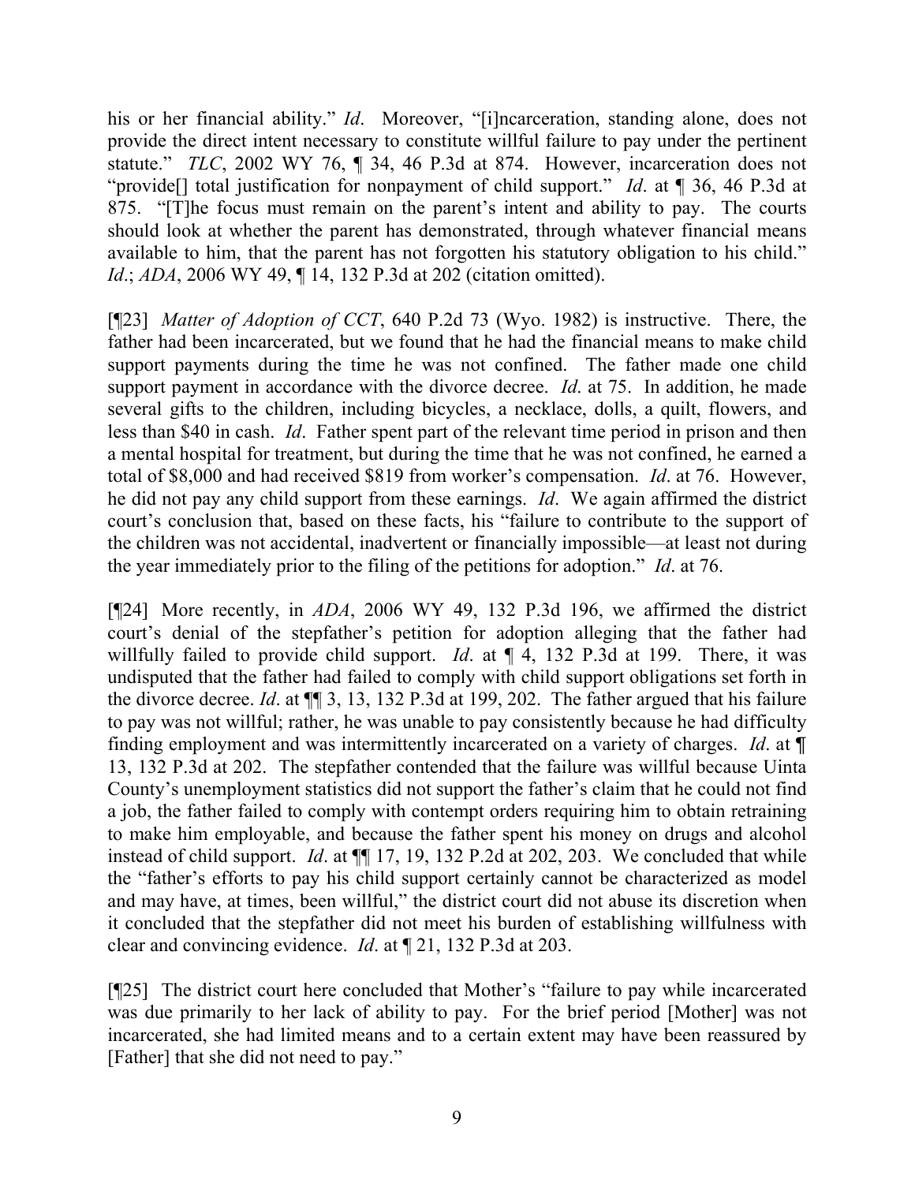his or her financial ability." *Id*. Moreover, "[i]ncarceration, standing alone, does not provide the direct intent necessary to constitute willful failure to pay under the pertinent statute." *TLC*, 2002 WY 76, ¶ 34, 46 P.3d at 874. However, incarceration does not "provide[] total justification for nonpayment of child support." *Id*. at ¶ 36, 46 P.3d at 875. "[T]he focus must remain on the parent's intent and ability to pay. The courts should look at whether the parent has demonstrated, through whatever financial means available to him, that the parent has not forgotten his statutory obligation to his child." *Id*.; *ADA*, 2006 WY 49, ¶ 14, 132 P.3d at 202 (citation omitted).

[¶23] *Matter of Adoption of CCT*, 640 P.2d 73 (Wyo. 1982) is instructive. There, the father had been incarcerated, but we found that he had the financial means to make child support payments during the time he was not confined. The father made one child support payment in accordance with the divorce decree. *Id*. at 75. In addition, he made several gifts to the children, including bicycles, a necklace, dolls, a quilt, flowers, and less than $40 in cash. *Id*. Father spent part of the relevant time period in prison and then a mental hospital for treatment, but during the time that he was not confined, he earned a total of $8,000 and had received $819 from worker's compensation. *Id*. at 76. However, he did not pay any child support from these earnings. *Id*. We again affirmed the district court's conclusion that, based on these facts, his "failure to contribute to the support of the children was not accidental, inadvertent or financially impossible—at least not during the year immediately prior to the filing of the petitions for adoption." *Id*. at 76.

[¶24] More recently, in *ADA*, 2006 WY 49, 132 P.3d 196, we affirmed the district court's denial of the stepfather's petition for adoption alleging that the father had willfully failed to provide child support. *Id*. at ¶ 4, 132 P.3d at 199. There, it was undisputed that the father had failed to comply with child support obligations set forth in the divorce decree. *Id*. at ¶¶ 3, 13, 132 P.3d at 199, 202. The father argued that his failure to pay was not willful; rather, he was unable to pay consistently because he had difficulty finding employment and was intermittently incarcerated on a variety of charges. *Id*. at ¶ 13, 132 P.3d at 202. The stepfather contended that the failure was willful because Uinta County's unemployment statistics did not support the father's claim that he could not find a job, the father failed to comply with contempt orders requiring him to obtain retraining to make him employable, and because the father spent his money on drugs and alcohol instead of child support. *Id*. at ¶¶ 17, 19, 132 P.2d at 202, 203. We concluded that while the "father's efforts to pay his child support certainly cannot be characterized as model and may have, at times, been willful," the district court did not abuse its discretion when it concluded that the stepfather did not meet his burden of establishing willfulness with clear and convincing evidence. *Id*. at ¶ 21, 132 P.3d at 203.

[¶25] The district court here concluded that Mother's "failure to pay while incarcerated was due primarily to her lack of ability to pay. For the brief period [Mother] was not incarcerated, she had limited means and to a certain extent may have been reassured by [Father] that she did not need to pay."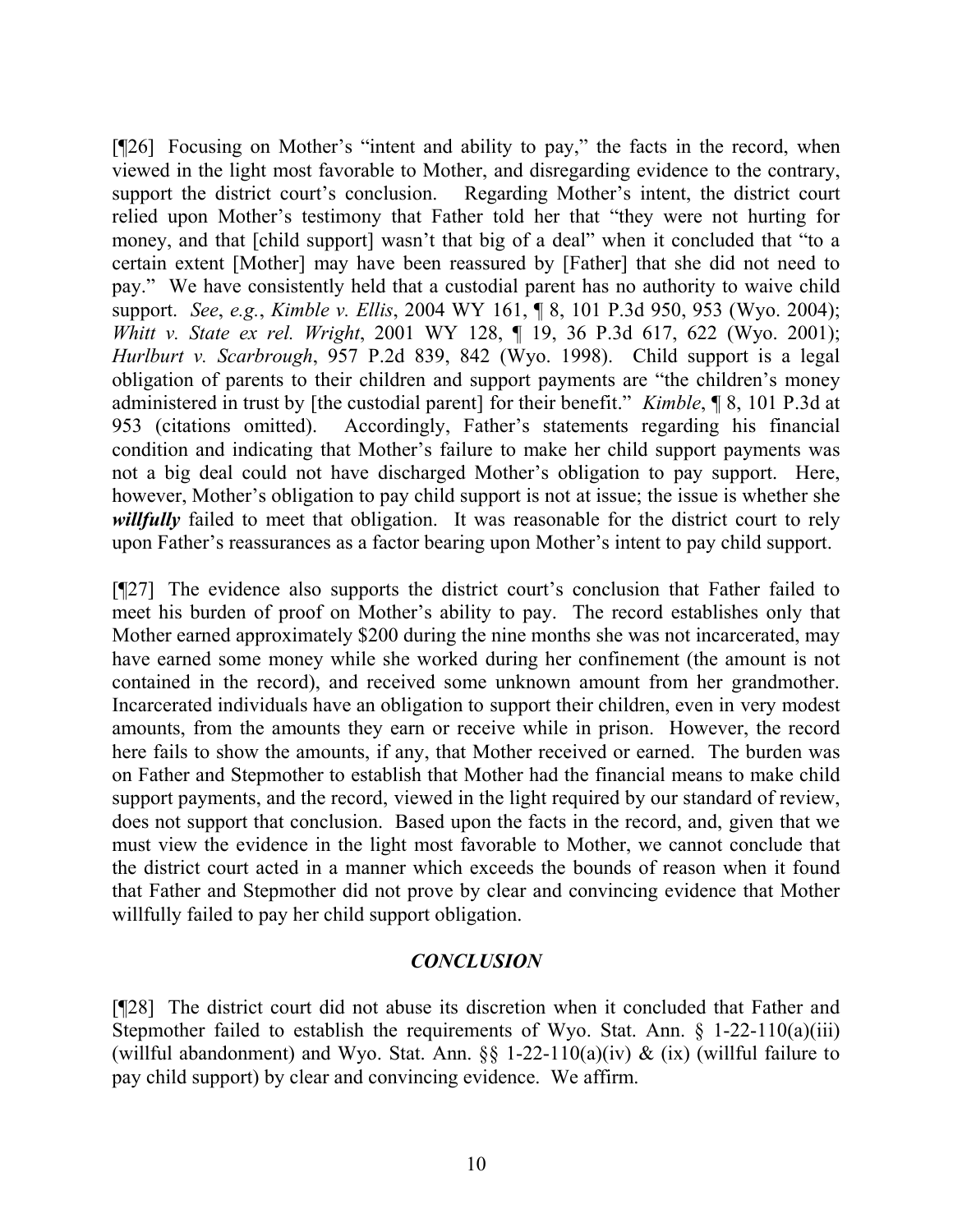[¶26] Focusing on Mother's "intent and ability to pay," the facts in the record, when viewed in the light most favorable to Mother, and disregarding evidence to the contrary, support the district court's conclusion. Regarding Mother's intent, the district court relied upon Mother's testimony that Father told her that "they were not hurting for money, and that [child support] wasn't that big of a deal" when it concluded that "to a certain extent [Mother] may have been reassured by [Father] that she did not need to pay." We have consistently held that a custodial parent has no authority to waive child support. *See*, *e.g.*, *Kimble v. Ellis*, 2004 WY 161, ¶ 8, 101 P.3d 950, 953 (Wyo. 2004); *Whitt v. State ex rel. Wright*, 2001 WY 128, ¶ 19, 36 P.3d 617, 622 (Wyo. 2001); *Hurlburt v. Scarbrough*, 957 P.2d 839, 842 (Wyo. 1998). Child support is a legal obligation of parents to their children and support payments are "the children's money administered in trust by [the custodial parent] for their benefit." *Kimble*, ¶ 8, 101 P.3d at 953 (citations omitted). Accordingly, Father's statements regarding his financial condition and indicating that Mother's failure to make her child support payments was not a big deal could not have discharged Mother's obligation to pay support. Here, however, Mother's obligation to pay child support is not at issue; the issue is whether she ***willfully*** failed to meet that obligation. It was reasonable for the district court to rely upon Father's reassurances as a factor bearing upon Mother's intent to pay child support.

[¶27] The evidence also supports the district court's conclusion that Father failed to meet his burden of proof on Mother's ability to pay. The record establishes only that Mother earned approximately $200 during the nine months she was not incarcerated, may have earned some money while she worked during her confinement (the amount is not contained in the record), and received some unknown amount from her grandmother. Incarcerated individuals have an obligation to support their children, even in very modest amounts, from the amounts they earn or receive while in prison. However, the record here fails to show the amounts, if any, that Mother received or earned. The burden was on Father and Stepmother to establish that Mother had the financial means to make child support payments, and the record, viewed in the light required by our standard of review, does not support that conclusion. Based upon the facts in the record, and, given that we must view the evidence in the light most favorable to Mother, we cannot conclude that the district court acted in a manner which exceeds the bounds of reason when it found that Father and Stepmother did not prove by clear and convincing evidence that Mother willfully failed to pay her child support obligation.

## ***CONCLUSION***

[¶28] The district court did not abuse its discretion when it concluded that Father and Stepmother failed to establish the requirements of Wyo. Stat. Ann. § 1-22-110(a)(iii) (willful abandonment) and Wyo. Stat. Ann. §§ 1-22-110(a)(iv) & (ix) (willful failure to pay child support) by clear and convincing evidence. We affirm.